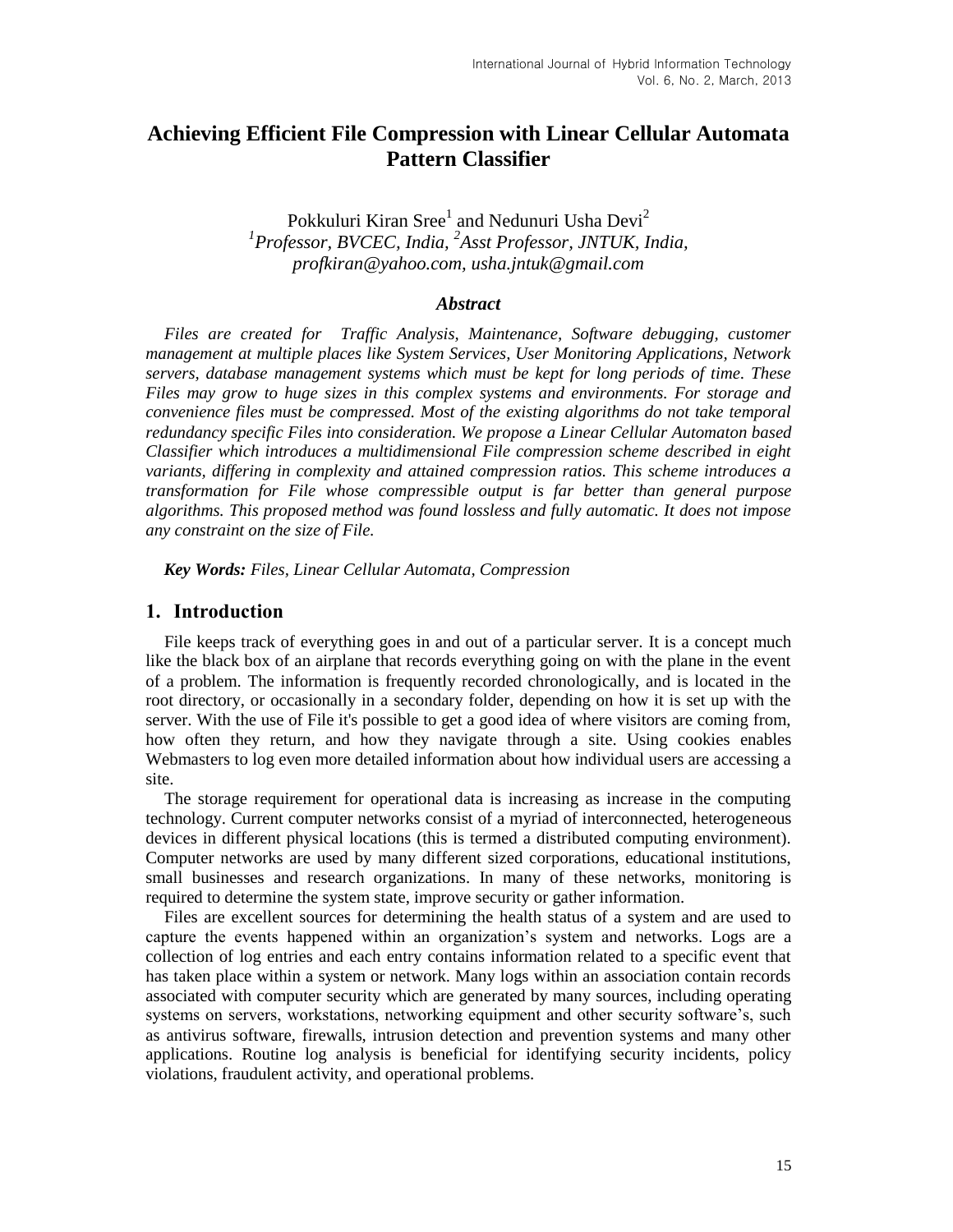# Achieving Efficient File Compression with Linear Cellular Automata Pattern Classifier

Pokkuluri Kiran Sree[1] and Nedunuri Usha Devi[2]

[1]*Professor, BVCEC, India,* [2]*Asst Professor, JNTUK, India,*
*profkiran@yahoo.com, usha.jntuk@gmail.com*

### *Abstract*

*Files are created for Traffic Analysis, Maintenance, Software debugging, customer management at multiple places like System Services, User Monitoring Applications, Network servers, database management systems which must be kept for long periods of time. These Files may grow to huge sizes in this complex systems and environments. For storage and convenience files must be compressed. Most of the existing algorithms do not take temporal redundancy specific Files into consideration. We propose a Linear Cellular Automaton based Classifier which introduces a multidimensional File compression scheme described in eight variants, differing in complexity and attained compression ratios. This scheme introduces a transformation for File whose compressible output is far better than general purpose algorithms. This proposed method was found lossless and fully automatic. It does not impose any constraint on the size of File.*

***Key Words:*** *Files, Linear Cellular Automata, Compression*

## 1. Introduction

File keeps track of everything goes in and out of a particular server. It is a concept much like the black box of an airplane that records everything going on with the plane in the event of a problem. The information is frequently recorded chronologically, and is located in the root directory, or occasionally in a secondary folder, depending on how it is set up with the server. With the use of File it's possible to get a good idea of where visitors are coming from, how often they return, and how they navigate through a site. Using cookies enables Webmasters to log even more detailed information about how individual users are accessing a site.

The storage requirement for operational data is increasing as increase in the computing technology. Current computer networks consist of a myriad of interconnected, heterogeneous devices in different physical locations (this is termed a distributed computing environment). Computer networks are used by many different sized corporations, educational institutions, small businesses and research organizations. In many of these networks, monitoring is required to determine the system state, improve security or gather information.

Files are excellent sources for determining the health status of a system and are used to capture the events happened within an organization's system and networks. Logs are a collection of log entries and each entry contains information related to a specific event that has taken place within a system or network. Many logs within an association contain records associated with computer security which are generated by many sources, including operating systems on servers, workstations, networking equipment and other security software's, such as antivirus software, firewalls, intrusion detection and prevention systems and many other applications. Routine log analysis is beneficial for identifying security incidents, policy violations, fraudulent activity, and operational problems.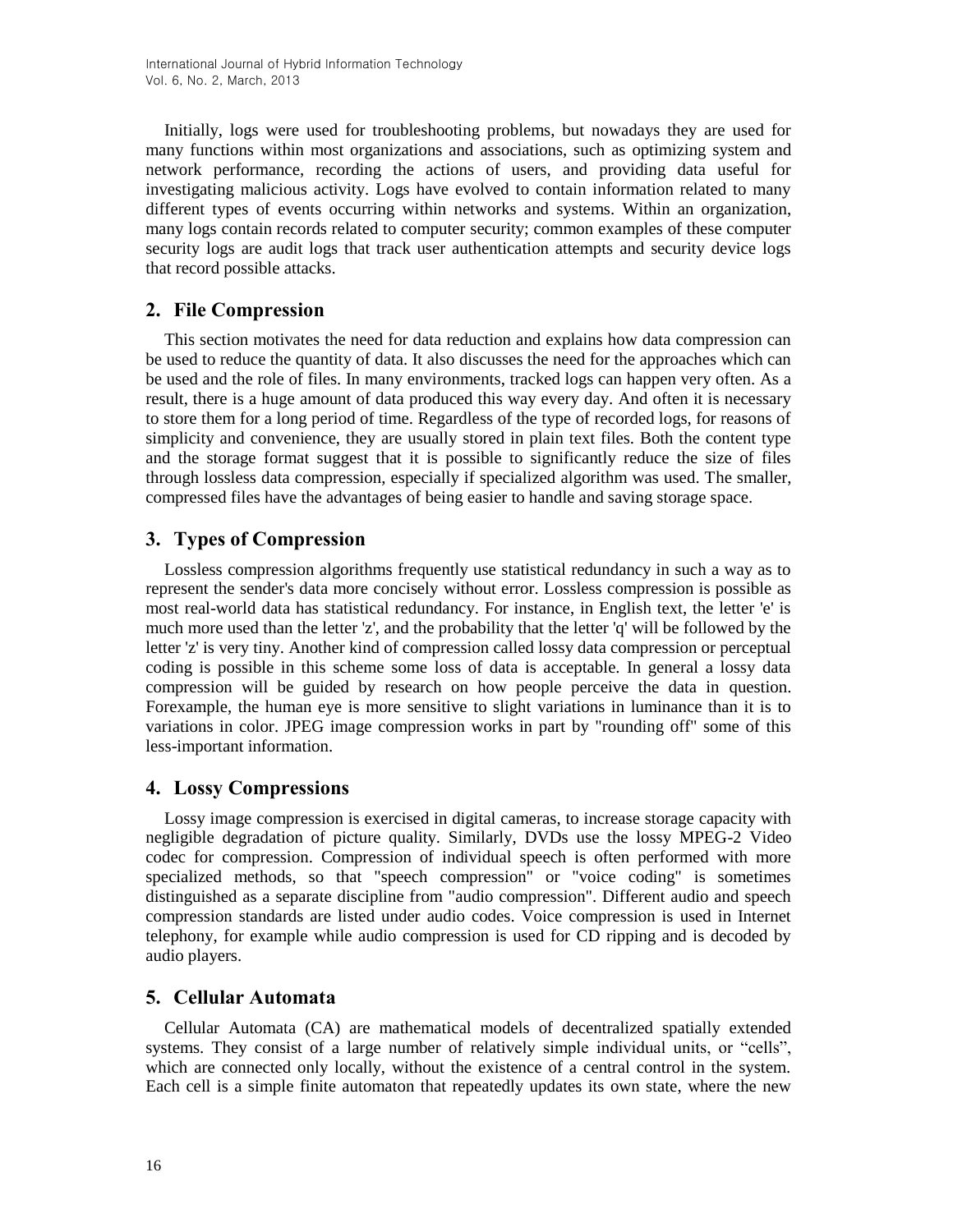Initially, logs were used for troubleshooting problems, but nowadays they are used for many functions within most organizations and associations, such as optimizing system and network performance, recording the actions of users, and providing data useful for investigating malicious activity. Logs have evolved to contain information related to many different types of events occurring within networks and systems. Within an organization, many logs contain records related to computer security; common examples of these computer security logs are audit logs that track user authentication attempts and security device logs that record possible attacks.

## 2. File Compression

This section motivates the need for data reduction and explains how data compression can be used to reduce the quantity of data. It also discusses the need for the approaches which can be used and the role of files. In many environments, tracked logs can happen very often. As a result, there is a huge amount of data produced this way every day. And often it is necessary to store them for a long period of time. Regardless of the type of recorded logs, for reasons of simplicity and convenience, they are usually stored in plain text files. Both the content type and the storage format suggest that it is possible to significantly reduce the size of files through lossless data compression, especially if specialized algorithm was used. The smaller, compressed files have the advantages of being easier to handle and saving storage space.

## 3. Types of Compression

Lossless compression algorithms frequently use statistical redundancy in such a way as to represent the sender's data more concisely without error. Lossless compression is possible as most real-world data has statistical redundancy. For instance, in English text, the letter 'e' is much more used than the letter 'z', and the probability that the letter 'q' will be followed by the letter 'z' is very tiny. Another kind of compression called lossy data compression or perceptual coding is possible in this scheme some loss of data is acceptable. In general a lossy data compression will be guided by research on how people perceive the data in question. Forexample, the human eye is more sensitive to slight variations in luminance than it is to variations in color. JPEG image compression works in part by "rounding off" some of this less-important information.

## 4. Lossy Compressions

Lossy image compression is exercised in digital cameras, to increase storage capacity with negligible degradation of picture quality. Similarly, DVDs use the lossy MPEG-2 Video codec for compression. Compression of individual speech is often performed with more specialized methods, so that "speech compression" or "voice coding" is sometimes distinguished as a separate discipline from "audio compression". Different audio and speech compression standards are listed under audio codes. Voice compression is used in Internet telephony, for example while audio compression is used for CD ripping and is decoded by audio players.

## 5. Cellular Automata

Cellular Automata (CA) are mathematical models of decentralized spatially extended systems. They consist of a large number of relatively simple individual units, or “cells”, which are connected only locally, without the existence of a central control in the system. Each cell is a simple finite automaton that repeatedly updates its own state, where the new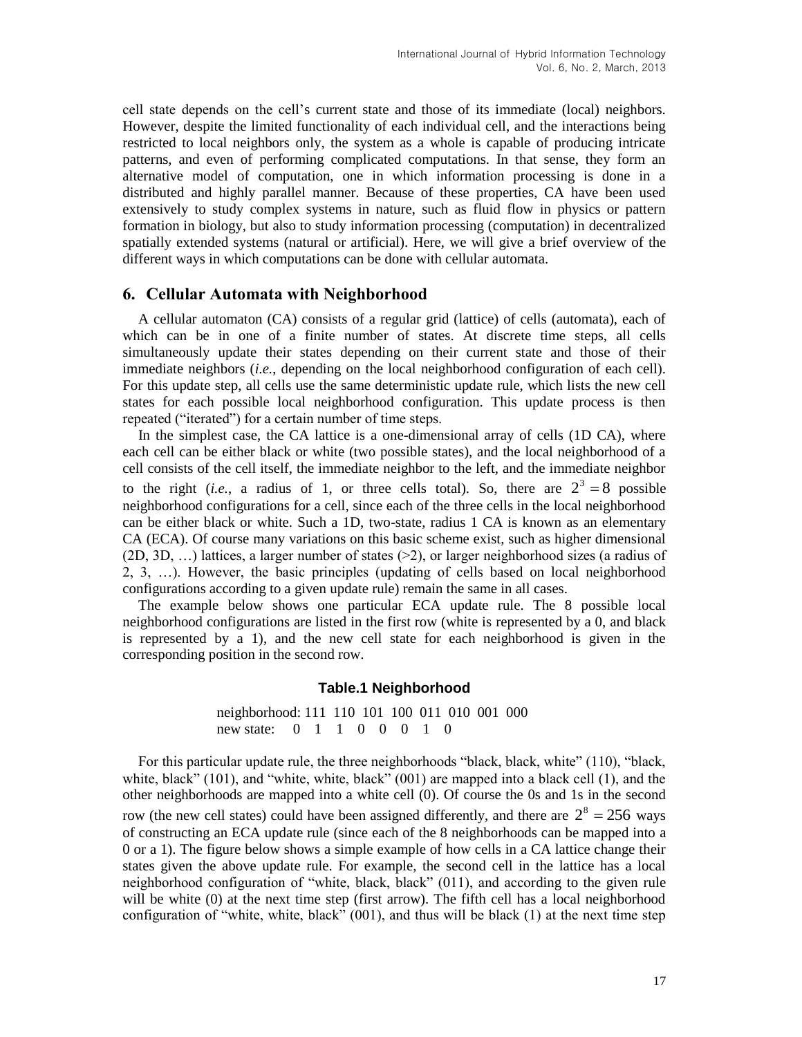cell state depends on the cell's current state and those of its immediate (local) neighbors. However, despite the limited functionality of each individual cell, and the interactions being restricted to local neighbors only, the system as a whole is capable of producing intricate patterns, and even of performing complicated computations. In that sense, they form an alternative model of computation, one in which information processing is done in a distributed and highly parallel manner. Because of these properties, CA have been used extensively to study complex systems in nature, such as fluid flow in physics or pattern formation in biology, but also to study information processing (computation) in decentralized spatially extended systems (natural or artificial). Here, we will give a brief overview of the different ways in which computations can be done with cellular automata.

## 6. Cellular Automata with Neighborhood

A cellular automaton (CA) consists of a regular grid (lattice) of cells (automata), each of which can be in one of a finite number of states. At discrete time steps, all cells simultaneously update their states depending on their current state and those of their immediate neighbors (*i.e.*, depending on the local neighborhood configuration of each cell). For this update step, all cells use the same deterministic update rule, which lists the new cell states for each possible local neighborhood configuration. This update process is then repeated ("iterated") for a certain number of time steps.

In the simplest case, the CA lattice is a one-dimensional array of cells (1D CA), where each cell can be either black or white (two possible states), and the local neighborhood of a cell consists of the cell itself, the immediate neighbor to the left, and the immediate neighbor to the right (*i.e.*, a radius of 1, or three cells total). So, there are $2^3 = 8$ possible neighborhood configurations for a cell, since each of the three cells in the local neighborhood can be either black or white. Such a 1D, two-state, radius 1 CA is known as an elementary CA (ECA). Of course many variations on this basic scheme exist, such as higher dimensional (2D, 3D, …) lattices, a larger number of states (>2), or larger neighborhood sizes (a radius of 2, 3, …). However, the basic principles (updating of cells based on local neighborhood configurations according to a given update rule) remain the same in all cases.

The example below shows one particular ECA update rule. The 8 possible local neighborhood configurations are listed in the first row (white is represented by a 0, and black is represented by a 1), and the new cell state for each neighborhood is given in the corresponding position in the second row.

**Table.1 Neighborhood**

| neighborhood: | 111 | 110 | 101 | 100 | 011 | 010 | 001 | 000 |
|---|---|---|---|---|---|---|---|---|
| new state: | 0 | 1 | 1 | 0 | 0 | 0 | 1 | 0 |

For this particular update rule, the three neighborhoods "black, black, white" (110), "black, white, black" (101), and "white, white, black" (001) are mapped into a black cell (1), and the other neighborhoods are mapped into a white cell (0). Of course the 0s and 1s in the second row (the new cell states) could have been assigned differently, and there are $2^8 = 256$ ways of constructing an ECA update rule (since each of the 8 neighborhoods can be mapped into a 0 or a 1). The figure below shows a simple example of how cells in a CA lattice change their states given the above update rule. For example, the second cell in the lattice has a local neighborhood configuration of "white, black, black" (011), and according to the given rule will be white (0) at the next time step (first arrow). The fifth cell has a local neighborhood configuration of "white, white, black" (001), and thus will be black (1) at the next time step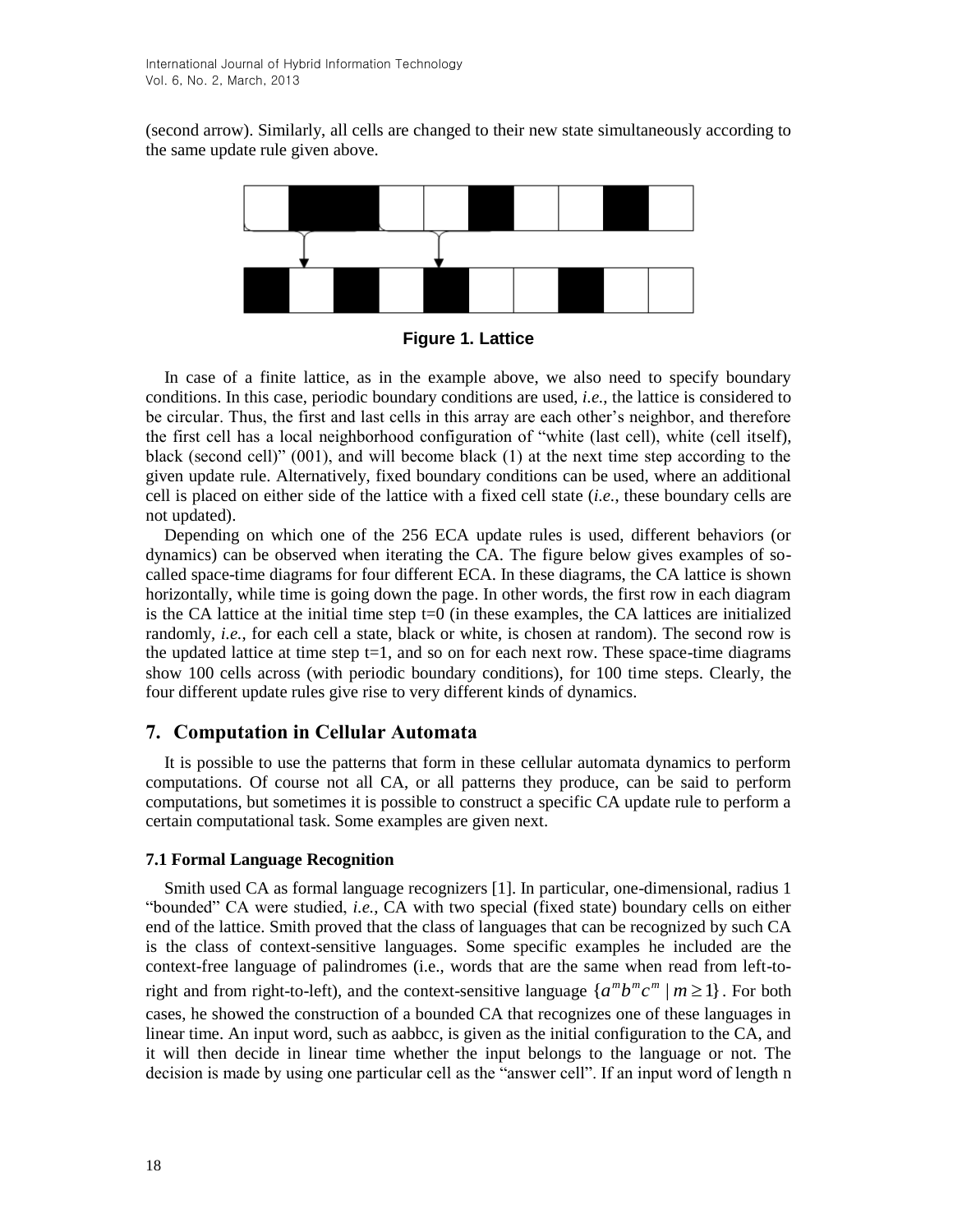(second arrow). Similarly, all cells are changed to their new state simultaneously according to the same update rule given above.

**Figure 1. Lattice**

In case of a finite lattice, as in the example above, we also need to specify boundary conditions. In this case, periodic boundary conditions are used, *i.e.*, the lattice is considered to be circular. Thus, the first and last cells in this array are each other's neighbor, and therefore the first cell has a local neighborhood configuration of "white (last cell), white (cell itself), black (second cell)" (001), and will become black (1) at the next time step according to the given update rule. Alternatively, fixed boundary conditions can be used, where an additional cell is placed on either side of the lattice with a fixed cell state (*i.e.*, these boundary cells are not updated).

Depending on which one of the 256 ECA update rules is used, different behaviors (or dynamics) can be observed when iterating the CA. The figure below gives examples of so-called space-time diagrams for four different ECA. In these diagrams, the CA lattice is shown horizontally, while time is going down the page. In other words, the first row in each diagram is the CA lattice at the initial time step t=0 (in these examples, the CA lattices are initialized randomly, *i.e.*, for each cell a state, black or white, is chosen at random). The second row is the updated lattice at time step t=1, and so on for each next row. These space-time diagrams show 100 cells across (with periodic boundary conditions), for 100 time steps. Clearly, the four different update rules give rise to very different kinds of dynamics.

## 7. Computation in Cellular Automata

It is possible to use the patterns that form in these cellular automata dynamics to perform computations. Of course not all CA, or all patterns they produce, can be said to perform computations, but sometimes it is possible to construct a specific CA update rule to perform a certain computational task. Some examples are given next.

### 7.1 Formal Language Recognition

Smith used CA as formal language recognizers [1]. In particular, one-dimensional, radius 1 "bounded" CA were studied, *i.e.*, CA with two special (fixed state) boundary cells on either end of the lattice. Smith proved that the class of languages that can be recognized by such CA is the class of context-sensitive languages. Some specific examples he included are the context-free language of palindromes (i.e., words that are the same when read from left-to-right and from right-to-left), and the context-sensitive language $\{a^m b^m c^m \mid m \geq 1\}$. For both cases, he showed the construction of a bounded CA that recognizes one of these languages in linear time. An input word, such as aabbcc, is given as the initial configuration to the CA, and it will then decide in linear time whether the input belongs to the language or not. The decision is made by using one particular cell as the "answer cell". If an input word of length n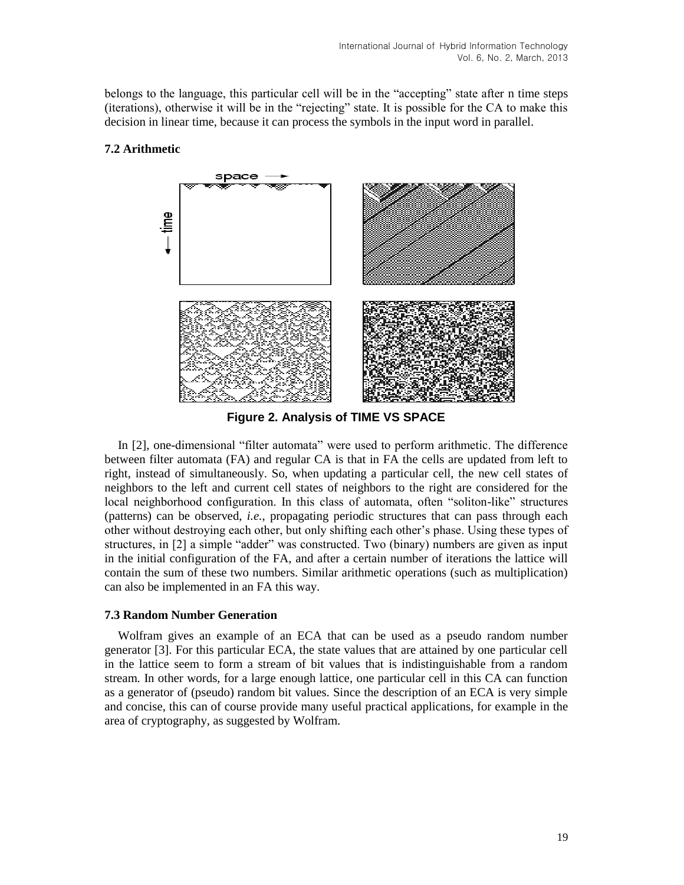belongs to the language, this particular cell will be in the "accepting" state after n time steps (iterations), otherwise it will be in the "rejecting" state. It is possible for the CA to make this decision in linear time, because it can process the symbols in the input word in parallel.

### 7.2 Arithmetic

**Figure 2. Analysis of TIME VS SPACE**

In [2], one-dimensional "filter automata" were used to perform arithmetic. The difference between filter automata (FA) and regular CA is that in FA the cells are updated from left to right, instead of simultaneously. So, when updating a particular cell, the new cell states of neighbors to the left and current cell states of neighbors to the right are considered for the local neighborhood configuration. In this class of automata, often "soliton-like" structures (patterns) can be observed, *i.e.*, propagating periodic structures that can pass through each other without destroying each other, but only shifting each other's phase. Using these types of structures, in [2] a simple "adder" was constructed. Two (binary) numbers are given as input in the initial configuration of the FA, and after a certain number of iterations the lattice will contain the sum of these two numbers. Similar arithmetic operations (such as multiplication) can also be implemented in an FA this way.

### 7.3 Random Number Generation

Wolfram gives an example of an ECA that can be used as a pseudo random number generator [3]. For this particular ECA, the state values that are attained by one particular cell in the lattice seem to form a stream of bit values that is indistinguishable from a random stream. In other words, for a large enough lattice, one particular cell in this CA can function as a generator of (pseudo) random bit values. Since the description of an ECA is very simple and concise, this can of course provide many useful practical applications, for example in the area of cryptography, as suggested by Wolfram.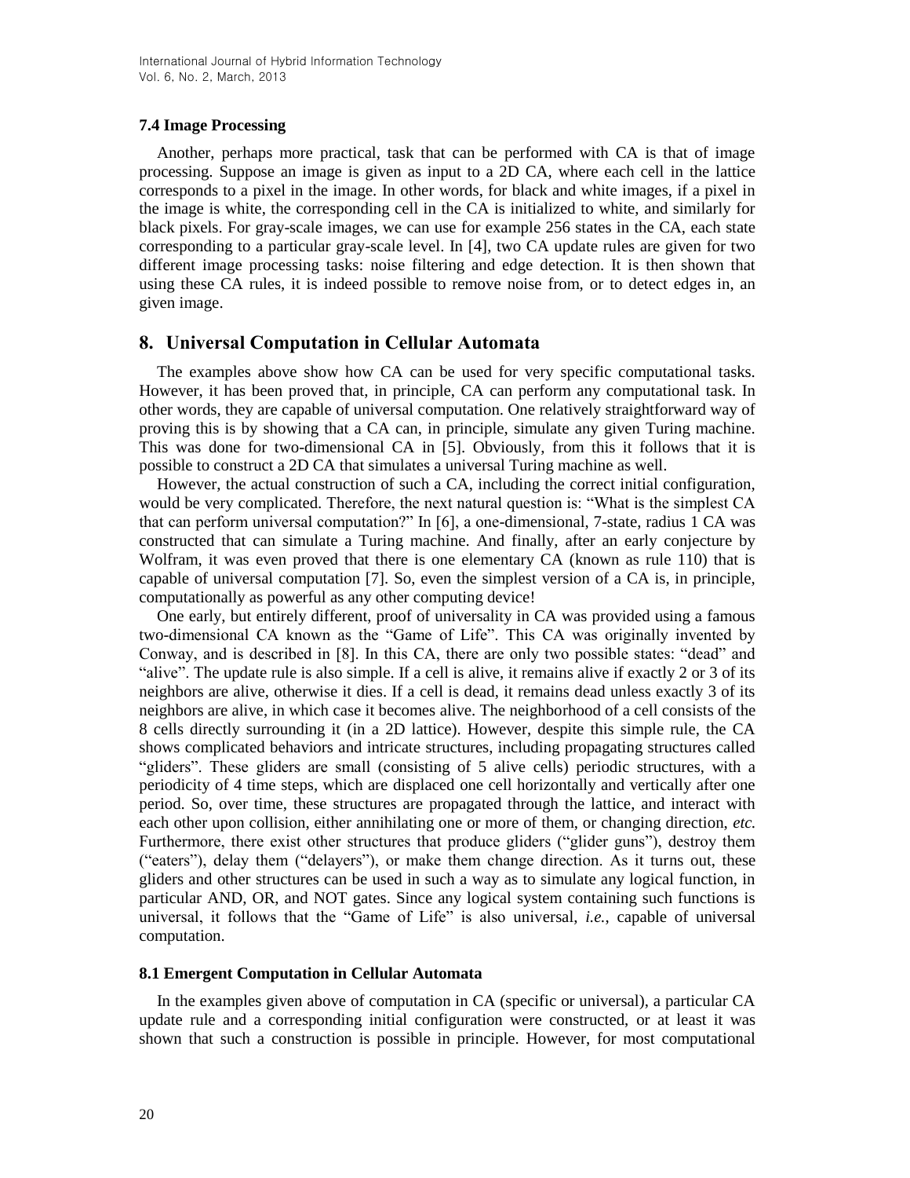### 7.4 Image Processing

Another, perhaps more practical, task that can be performed with CA is that of image processing. Suppose an image is given as input to a 2D CA, where each cell in the lattice corresponds to a pixel in the image. In other words, for black and white images, if a pixel in the image is white, the corresponding cell in the CA is initialized to white, and similarly for black pixels. For gray-scale images, we can use for example 256 states in the CA, each state corresponding to a particular gray-scale level. In [4], two CA update rules are given for two different image processing tasks: noise filtering and edge detection. It is then shown that using these CA rules, it is indeed possible to remove noise from, or to detect edges in, an given image.

## 8. Universal Computation in Cellular Automata

The examples above show how CA can be used for very specific computational tasks. However, it has been proved that, in principle, CA can perform any computational task. In other words, they are capable of universal computation. One relatively straightforward way of proving this is by showing that a CA can, in principle, simulate any given Turing machine. This was done for two-dimensional CA in [5]. Obviously, from this it follows that it is possible to construct a 2D CA that simulates a universal Turing machine as well.

However, the actual construction of such a CA, including the correct initial configuration, would be very complicated. Therefore, the next natural question is: "What is the simplest CA that can perform universal computation?" In [6], a one-dimensional, 7-state, radius 1 CA was constructed that can simulate a Turing machine. And finally, after an early conjecture by Wolfram, it was even proved that there is one elementary CA (known as rule 110) that is capable of universal computation [7]. So, even the simplest version of a CA is, in principle, computationally as powerful as any other computing device!

One early, but entirely different, proof of universality in CA was provided using a famous two-dimensional CA known as the "Game of Life". This CA was originally invented by Conway, and is described in [8]. In this CA, there are only two possible states: "dead" and "alive". The update rule is also simple. If a cell is alive, it remains alive if exactly 2 or 3 of its neighbors are alive, otherwise it dies. If a cell is dead, it remains dead unless exactly 3 of its neighbors are alive, in which case it becomes alive. The neighborhood of a cell consists of the 8 cells directly surrounding it (in a 2D lattice). However, despite this simple rule, the CA shows complicated behaviors and intricate structures, including propagating structures called "gliders". These gliders are small (consisting of 5 alive cells) periodic structures, with a periodicity of 4 time steps, which are displaced one cell horizontally and vertically after one period. So, over time, these structures are propagated through the lattice, and interact with each other upon collision, either annihilating one or more of them, or changing direction, *etc.* Furthermore, there exist other structures that produce gliders ("glider guns"), destroy them ("eaters"), delay them ("delayers"), or make them change direction. As it turns out, these gliders and other structures can be used in such a way as to simulate any logical function, in particular AND, OR, and NOT gates. Since any logical system containing such functions is universal, it follows that the "Game of Life" is also universal, *i.e.*, capable of universal computation.

### 8.1 Emergent Computation in Cellular Automata

In the examples given above of computation in CA (specific or universal), a particular CA update rule and a corresponding initial configuration were constructed, or at least it was shown that such a construction is possible in principle. However, for most computational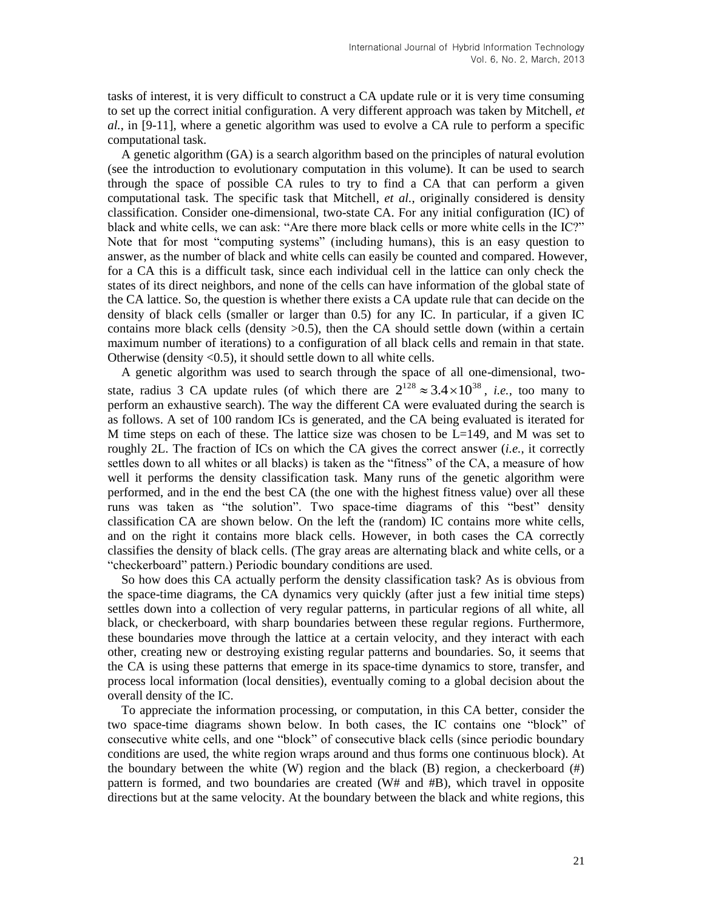tasks of interest, it is very difficult to construct a CA update rule or it is very time consuming to set up the correct initial configuration. A very different approach was taken by Mitchell, *et al.*, in [9-11], where a genetic algorithm was used to evolve a CA rule to perform a specific computational task.

A genetic algorithm (GA) is a search algorithm based on the principles of natural evolution (see the introduction to evolutionary computation in this volume). It can be used to search through the space of possible CA rules to try to find a CA that can perform a given computational task. The specific task that Mitchell, *et al.*, originally considered is density classification. Consider one-dimensional, two-state CA. For any initial configuration (IC) of black and white cells, we can ask: "Are there more black cells or more white cells in the IC?" Note that for most "computing systems" (including humans), this is an easy question to answer, as the number of black and white cells can easily be counted and compared. However, for a CA this is a difficult task, since each individual cell in the lattice can only check the states of its direct neighbors, and none of the cells can have information of the global state of the CA lattice. So, the question is whether there exists a CA update rule that can decide on the density of black cells (smaller or larger than 0.5) for any IC. In particular, if a given IC contains more black cells (density >0.5), then the CA should settle down (within a certain maximum number of iterations) to a configuration of all black cells and remain in that state. Otherwise (density <0.5), it should settle down to all white cells.

A genetic algorithm was used to search through the space of all one-dimensional, two-state, radius 3 CA update rules (of which there are $2^{128} \approx 3.4 \times 10^{38}$, *i.e.*, too many to perform an exhaustive search). The way the different CA were evaluated during the search is as follows. A set of 100 random ICs is generated, and the CA being evaluated is iterated for M time steps on each of these. The lattice size was chosen to be L=149, and M was set to roughly 2L. The fraction of ICs on which the CA gives the correct answer (*i.e.*, it correctly settles down to all whites or all blacks) is taken as the "fitness" of the CA, a measure of how well it performs the density classification task. Many runs of the genetic algorithm were performed, and in the end the best CA (the one with the highest fitness value) over all these runs was taken as "the solution". Two space-time diagrams of this "best" density classification CA are shown below. On the left the (random) IC contains more white cells, and on the right it contains more black cells. However, in both cases the CA correctly classifies the density of black cells. (The gray areas are alternating black and white cells, or a "checkerboard" pattern.) Periodic boundary conditions are used.

So how does this CA actually perform the density classification task? As is obvious from the space-time diagrams, the CA dynamics very quickly (after just a few initial time steps) settles down into a collection of very regular patterns, in particular regions of all white, all black, or checkerboard, with sharp boundaries between these regular regions. Furthermore, these boundaries move through the lattice at a certain velocity, and they interact with each other, creating new or destroying existing regular patterns and boundaries. So, it seems that the CA is using these patterns that emerge in its space-time dynamics to store, transfer, and process local information (local densities), eventually coming to a global decision about the overall density of the IC.

To appreciate the information processing, or computation, in this CA better, consider the two space-time diagrams shown below. In both cases, the IC contains one "block" of consecutive white cells, and one "block" of consecutive black cells (since periodic boundary conditions are used, the white region wraps around and thus forms one continuous block). At the boundary between the white (W) region and the black (B) region, a checkerboard (#) pattern is formed, and two boundaries are created (W# and #B), which travel in opposite directions but at the same velocity. At the boundary between the black and white regions, this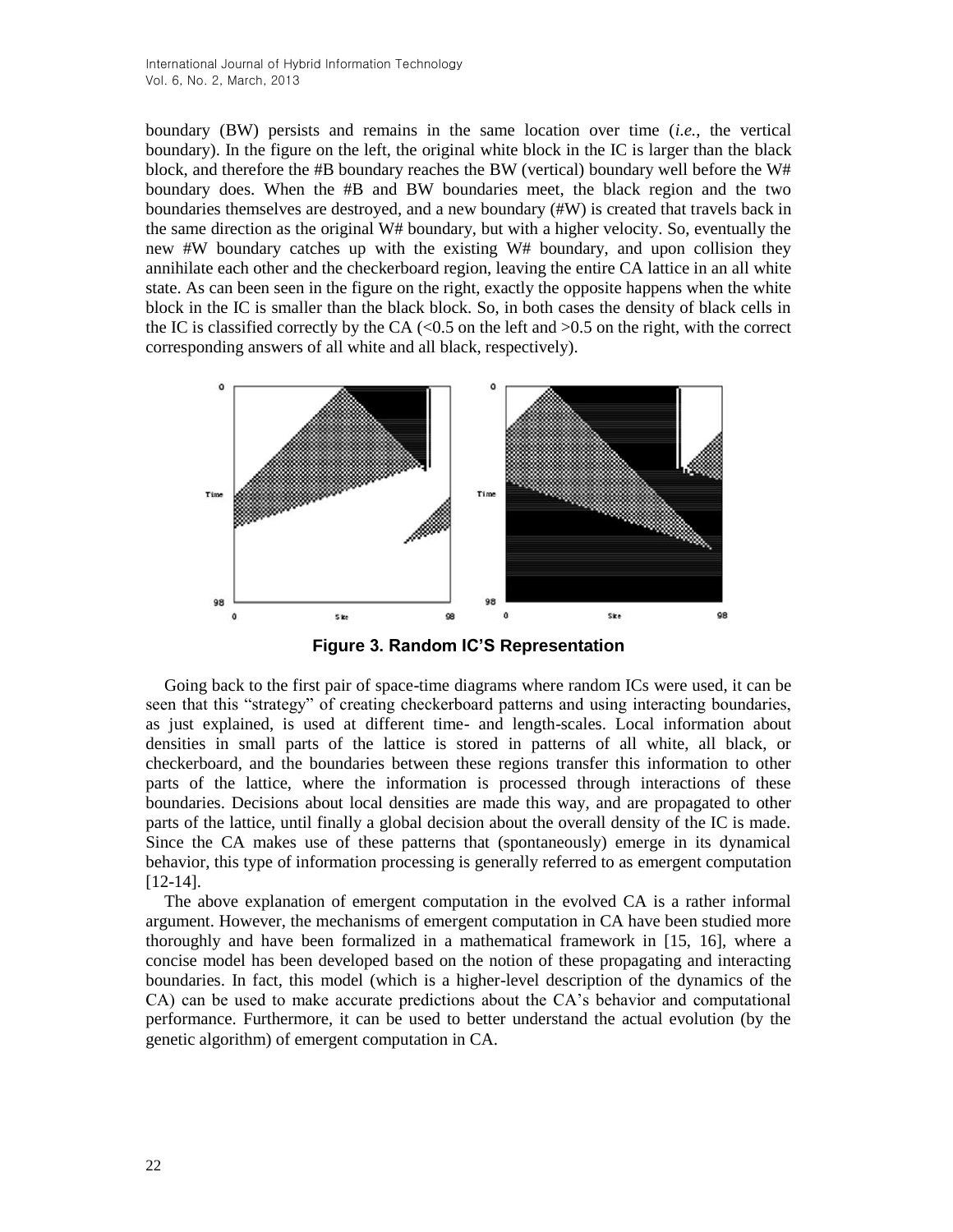boundary (BW) persists and remains in the same location over time (*i.e.*, the vertical boundary). In the figure on the left, the original white block in the IC is larger than the black block, and therefore the #B boundary reaches the BW (vertical) boundary well before the W# boundary does. When the #B and BW boundaries meet, the black region and the two boundaries themselves are destroyed, and a new boundary (#W) is created that travels back in the same direction as the original W# boundary, but with a higher velocity. So, eventually the new #W boundary catches up with the existing W# boundary, and upon collision they annihilate each other and the checkerboard region, leaving the entire CA lattice in an all white state. As can been seen in the figure on the right, exactly the opposite happens when the white block in the IC is smaller than the black block. So, in both cases the density of black cells in the IC is classified correctly by the CA (<0.5 on the left and >0.5 on the right, with the correct corresponding answers of all white and all black, respectively).

**Figure 3. Random IC'S Representation**

Going back to the first pair of space-time diagrams where random ICs were used, it can be seen that this "strategy" of creating checkerboard patterns and using interacting boundaries, as just explained, is used at different time- and length-scales. Local information about densities in small parts of the lattice is stored in patterns of all white, all black, or checkerboard, and the boundaries between these regions transfer this information to other parts of the lattice, where the information is processed through interactions of these boundaries. Decisions about local densities are made this way, and are propagated to other parts of the lattice, until finally a global decision about the overall density of the IC is made. Since the CA makes use of these patterns that (spontaneously) emerge in its dynamical behavior, this type of information processing is generally referred to as emergent computation [12-14].

The above explanation of emergent computation in the evolved CA is a rather informal argument. However, the mechanisms of emergent computation in CA have been studied more thoroughly and have been formalized in a mathematical framework in [15, 16], where a concise model has been developed based on the notion of these propagating and interacting boundaries. In fact, this model (which is a higher-level description of the dynamics of the CA) can be used to make accurate predictions about the CA's behavior and computational performance. Furthermore, it can be used to better understand the actual evolution (by the genetic algorithm) of emergent computation in CA.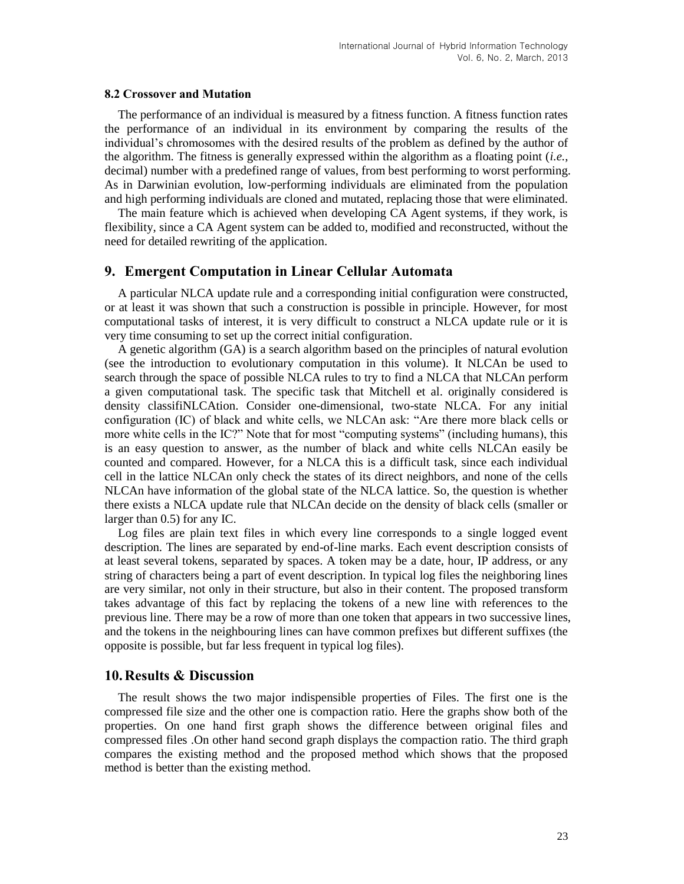### 8.2 Crossover and Mutation

The performance of an individual is measured by a fitness function. A fitness function rates the performance of an individual in its environment by comparing the results of the individual's chromosomes with the desired results of the problem as defined by the author of the algorithm. The fitness is generally expressed within the algorithm as a floating point (*i.e.*, decimal) number with a predefined range of values, from best performing to worst performing. As in Darwinian evolution, low-performing individuals are eliminated from the population and high performing individuals are cloned and mutated, replacing those that were eliminated.

The main feature which is achieved when developing CA Agent systems, if they work, is flexibility, since a CA Agent system can be added to, modified and reconstructed, without the need for detailed rewriting of the application.

## 9. Emergent Computation in Linear Cellular Automata

A particular NLCA update rule and a corresponding initial configuration were constructed, or at least it was shown that such a construction is possible in principle. However, for most computational tasks of interest, it is very difficult to construct a NLCA update rule or it is very time consuming to set up the correct initial configuration.

A genetic algorithm (GA) is a search algorithm based on the principles of natural evolution (see the introduction to evolutionary computation in this volume). It NLCAn be used to search through the space of possible NLCA rules to try to find a NLCA that NLCAn perform a given computational task. The specific task that Mitchell et al. originally considered is density classifiNLCAtion. Consider one-dimensional, two-state NLCA. For any initial configuration (IC) of black and white cells, we NLCAn ask: "Are there more black cells or more white cells in the IC?" Note that for most "computing systems" (including humans), this is an easy question to answer, as the number of black and white cells NLCAn easily be counted and compared. However, for a NLCA this is a difficult task, since each individual cell in the lattice NLCAn only check the states of its direct neighbors, and none of the cells NLCAn have information of the global state of the NLCA lattice. So, the question is whether there exists a NLCA update rule that NLCAn decide on the density of black cells (smaller or larger than 0.5) for any IC.

Log files are plain text files in which every line corresponds to a single logged event description. The lines are separated by end-of-line marks. Each event description consists of at least several tokens, separated by spaces. A token may be a date, hour, IP address, or any string of characters being a part of event description. In typical log files the neighboring lines are very similar, not only in their structure, but also in their content. The proposed transform takes advantage of this fact by replacing the tokens of a new line with references to the previous line. There may be a row of more than one token that appears in two successive lines, and the tokens in the neighbouring lines can have common prefixes but different suffixes (the opposite is possible, but far less frequent in typical log files).

## 10. Results & Discussion

The result shows the two major indispensible properties of Files. The first one is the compressed file size and the other one is compaction ratio. Here the graphs show both of the properties. On one hand first graph shows the difference between original files and compressed files .On other hand second graph displays the compaction ratio. The third graph compares the existing method and the proposed method which shows that the proposed method is better than the existing method.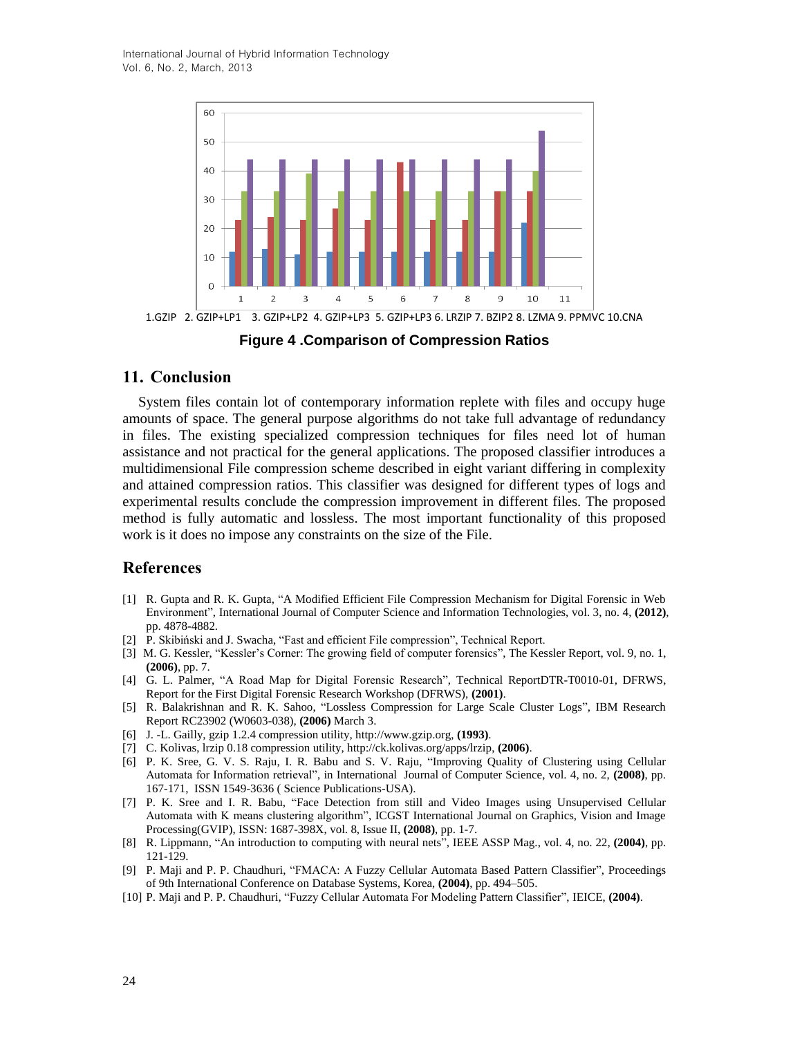1.GZIP 2. GZIP+LP1 3. GZIP+LP2 4. GZIP+LP3 5. GZIP+LP3 6. LRZIP 7. BZIP2 8. LZMA 9. PPMVC 10.CNA

**Figure 4 .Comparison of Compression Ratios**

## 11. Conclusion

System files contain lot of contemporary information replete with files and occupy huge amounts of space. The general purpose algorithms do not take full advantage of redundancy in files. The existing specialized compression techniques for files need lot of human assistance and not practical for the general applications. The proposed classifier introduces a multidimensional File compression scheme described in eight variant differing in complexity and attained compression ratios. This classifier was designed for different types of logs and experimental results conclude the compression improvement in different files. The proposed method is fully automatic and lossless. The most important functionality of this proposed work is it does no impose any constraints on the size of the File.

## References

[1] R. Gupta and R. K. Gupta, "A Modified Efficient File Compression Mechanism for Digital Forensic in Web Environment", International Journal of Computer Science and Information Technologies, vol. 3, no. 4, **(2012)**, pp. 4878-4882.

[2] P. Skibiński and J. Swacha, "Fast and efficient File compression", Technical Report.

[3] M. G. Kessler, "Kessler's Corner: The growing field of computer forensics", The Kessler Report, vol. 9, no. 1, **(2006)**, pp. 7.

[4] G. L. Palmer, "A Road Map for Digital Forensic Research", Technical ReportDTR-T0010-01, DFRWS, Report for the First Digital Forensic Research Workshop (DFRWS), **(2001)**.

[5] R. Balakrishnan and R. K. Sahoo, "Lossless Compression for Large Scale Cluster Logs", IBM Research Report RC23902 (W0603-038), **(2006)** March 3.

[6] J. -L. Gailly, gzip 1.2.4 compression utility, http://www.gzip.org, **(1993)**.

[7] C. Kolivas, lrzip 0.18 compression utility, http://ck.kolivas.org/apps/lrzip, **(2006)**.

[6] P. K. Sree, G. V. S. Raju, I. R. Babu and S. V. Raju, "Improving Quality of Clustering using Cellular Automata for Information retrieval", in International Journal of Computer Science, vol. 4, no. 2, **(2008)**, pp. 167-171, ISSN 1549-3636 ( Science Publications-USA).

[7] P. K. Sree and I. R. Babu, "Face Detection from still and Video Images using Unsupervised Cellular Automata with K means clustering algorithm", ICGST International Journal on Graphics, Vision and Image Processing(GVIP), ISSN: 1687-398X, vol. 8, Issue II, **(2008)**, pp. 1-7.

[8] R. Lippmann, "An introduction to computing with neural nets", IEEE ASSP Mag., vol. 4, no. 22, **(2004)**, pp. 121-129.

[9] P. Maji and P. P. Chaudhuri, "FMACA: A Fuzzy Cellular Automata Based Pattern Classifier", Proceedings of 9th International Conference on Database Systems, Korea, **(2004)**, pp. 494–505.

[10] P. Maji and P. P. Chaudhuri, "Fuzzy Cellular Automata For Modeling Pattern Classifier", IEICE, **(2004)**.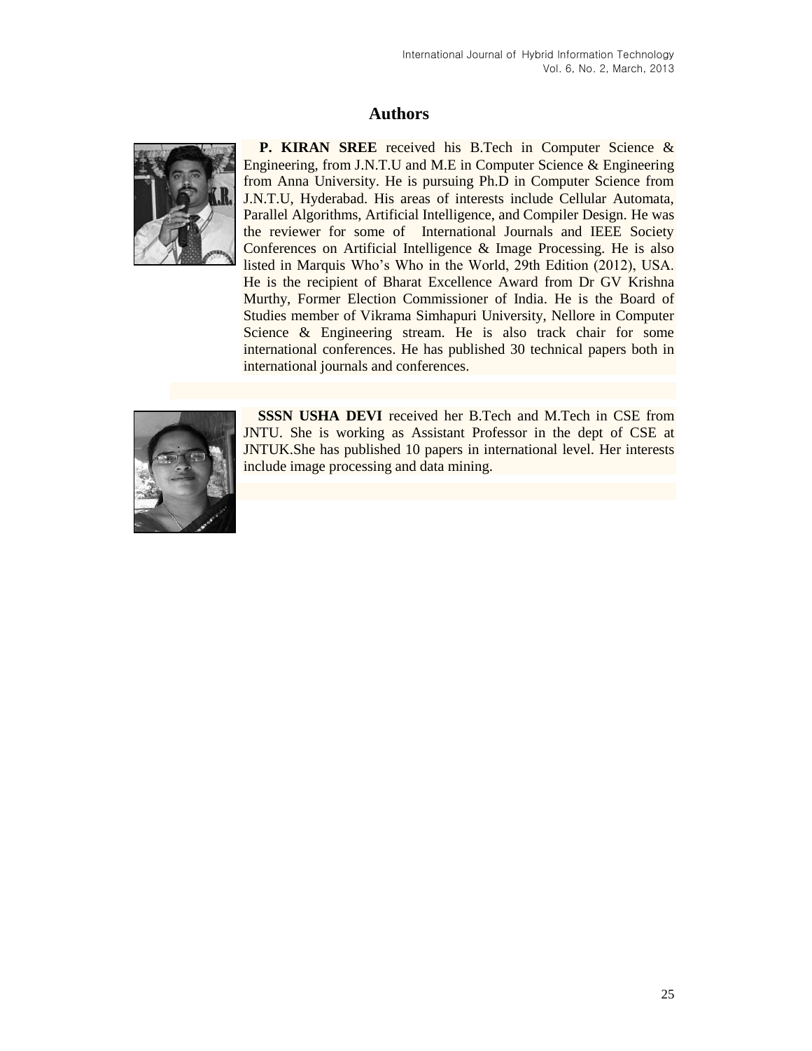# Authors

**P. KIRAN SREE** received his B.Tech in Computer Science & Engineering, from J.N.T.U and M.E in Computer Science & Engineering from Anna University. He is pursuing Ph.D in Computer Science from J.N.T.U, Hyderabad. His areas of interests include Cellular Automata, Parallel Algorithms, Artificial Intelligence, and Compiler Design. He was the reviewer for some of International Journals and IEEE Society Conferences on Artificial Intelligence & Image Processing. He is also listed in Marquis Who's Who in the World, 29th Edition (2012), USA. He is the recipient of Bharat Excellence Award from Dr GV Krishna Murthy, Former Election Commissioner of India. He is the Board of Studies member of Vikrama Simhapuri University, Nellore in Computer Science & Engineering stream. He is also track chair for some international conferences. He has published 30 technical papers both in international journals and conferences.

**SSSN USHA DEVI** received her B.Tech and M.Tech in CSE from JNTU. She is working as Assistant Professor in the dept of CSE at JNTUK.She has published 10 papers in international level. Her interests include image processing and data mining.